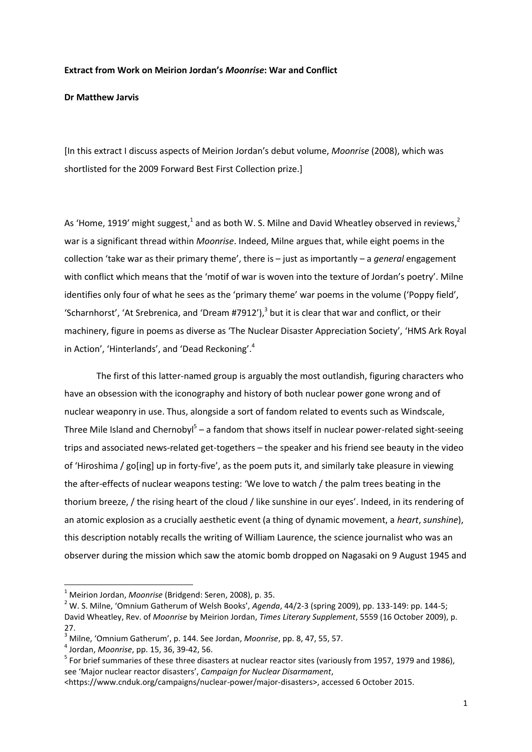**Extract from Work on Meirion Jordan's *Moonrise*: War and Conflict**

**Dr Matthew Jarvis**

[In this extract I discuss aspects of Meirion Jordan's debut volume, *Moonrise* (2008), which was shortlisted for the 2009 Forward Best First Collection prize.]

As 'Home, 1919' might suggest,[1] and as both W. S. Milne and David Wheatley observed in reviews,[2] war is a significant thread within *Moonrise*. Indeed, Milne argues that, while eight poems in the collection 'take war as their primary theme', there is – just as importantly – a *general* engagement with conflict which means that the 'motif of war is woven into the texture of Jordan's poetry'. Milne identifies only four of what he sees as the 'primary theme' war poems in the volume ('Poppy field', 'Scharnhorst', 'At Srebrenica, and 'Dream #7912'),[3] but it is clear that war and conflict, or their machinery, figure in poems as diverse as 'The Nuclear Disaster Appreciation Society', 'HMS Ark Royal in Action', 'Hinterlands', and 'Dead Reckoning'.[4]

The first of this latter-named group is arguably the most outlandish, figuring characters who have an obsession with the iconography and history of both nuclear power gone wrong and of nuclear weaponry in use. Thus, alongside a sort of fandom related to events such as Windscale, Three Mile Island and Chernobyl[5] – a fandom that shows itself in nuclear power-related sight-seeing trips and associated news-related get-togethers – the speaker and his friend see beauty in the video of 'Hiroshima / go[ing] up in forty-five', as the poem puts it, and similarly take pleasure in viewing the after-effects of nuclear weapons testing: 'We love to watch / the palm trees beating in the thorium breeze, / the rising heart of the cloud / like sunshine in our eyes'. Indeed, in its rendering of an atomic explosion as a crucially aesthetic event (a thing of dynamic movement, a *heart*, *sunshine*), this description notably recalls the writing of William Laurence, the science journalist who was an observer during the mission which saw the atomic bomb dropped on Nagasaki on 9 August 1945 and

---

[1] Meirion Jordan, *Moonrise* (Bridgend: Seren, 2008), p. 35.

[2] W. S. Milne, 'Omnium Gatherum of Welsh Books', *Agenda*, 44/2-3 (spring 2009), pp. 133-149: pp. 144-5; David Wheatley, Rev. of *Moonrise* by Meirion Jordan, *Times Literary Supplement*, 5559 (16 October 2009), p. 27.

[3] Milne, 'Omnium Gatherum', p. 144. See Jordan, *Moonrise*, pp. 8, 47, 55, 57.

[4] Jordan, *Moonrise*, pp. 15, 36, 39-42, 56.

[5] For brief summaries of these three disasters at nuclear reactor sites (variously from 1957, 1979 and 1986), see 'Major nuclear reactor disasters', *Campaign for Nuclear Disarmament*, <https://www.cnduk.org/campaigns/nuclear-power/major-disasters>, accessed 6 October 2015.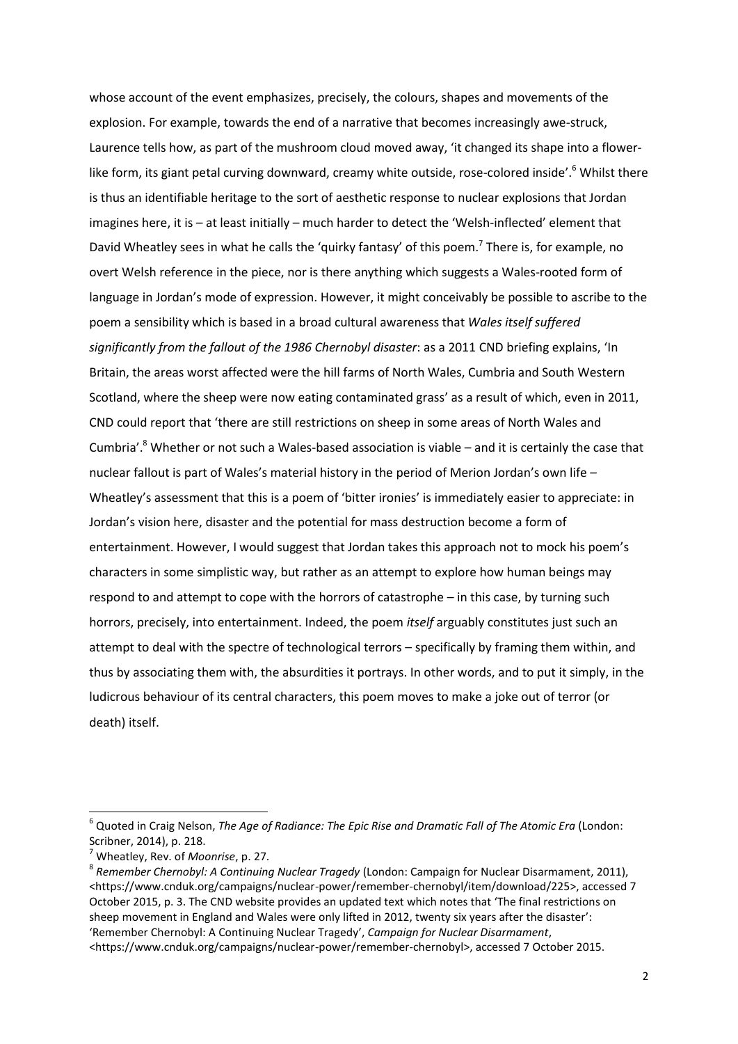whose account of the event emphasizes, precisely, the colours, shapes and movements of the explosion. For example, towards the end of a narrative that becomes increasingly awe-struck, Laurence tells how, as part of the mushroom cloud moved away, 'it changed its shape into a flower-like form, its giant petal curving downward, creamy white outside, rose-colored inside'.[6] Whilst there is thus an identifiable heritage to the sort of aesthetic response to nuclear explosions that Jordan imagines here, it is – at least initially – much harder to detect the 'Welsh-inflected' element that David Wheatley sees in what he calls the 'quirky fantasy' of this poem.[7] There is, for example, no overt Welsh reference in the piece, nor is there anything which suggests a Wales-rooted form of language in Jordan's mode of expression. However, it might conceivably be possible to ascribe to the poem a sensibility which is based in a broad cultural awareness that *Wales itself suffered significantly from the fallout of the 1986 Chernobyl disaster*: as a 2011 CND briefing explains, 'In Britain, the areas worst affected were the hill farms of North Wales, Cumbria and South Western Scotland, where the sheep were now eating contaminated grass' as a result of which, even in 2011, CND could report that 'there are still restrictions on sheep in some areas of North Wales and Cumbria'.[8] Whether or not such a Wales-based association is viable – and it is certainly the case that nuclear fallout is part of Wales's material history in the period of Merion Jordan's own life – Wheatley's assessment that this is a poem of 'bitter ironies' is immediately easier to appreciate: in Jordan's vision here, disaster and the potential for mass destruction become a form of entertainment. However, I would suggest that Jordan takes this approach not to mock his poem's characters in some simplistic way, but rather as an attempt to explore how human beings may respond to and attempt to cope with the horrors of catastrophe – in this case, by turning such horrors, precisely, into entertainment. Indeed, the poem *itself* arguably constitutes just such an attempt to deal with the spectre of technological terrors – specifically by framing them within, and thus by associating them with, the absurdities it portrays. In other words, and to put it simply, in the ludicrous behaviour of its central characters, this poem moves to make a joke out of terror (or death) itself.

---

[6] Quoted in Craig Nelson, *The Age of Radiance: The Epic Rise and Dramatic Fall of The Atomic Era* (London: Scribner, 2014), p. 218.

[7] Wheatley, Rev. of *Moonrise*, p. 27.

[8] *Remember Chernobyl: A Continuing Nuclear Tragedy* (London: Campaign for Nuclear Disarmament, 2011), <https://www.cnduk.org/campaigns/nuclear-power/remember-chernobyl/item/download/225>, accessed 7 October 2015, p. 3. The CND website provides an updated text which notes that 'The final restrictions on sheep movement in England and Wales were only lifted in 2012, twenty six years after the disaster': 'Remember Chernobyl: A Continuing Nuclear Tragedy', *Campaign for Nuclear Disarmament*, <https://www.cnduk.org/campaigns/nuclear-power/remember-chernobyl>, accessed 7 October 2015.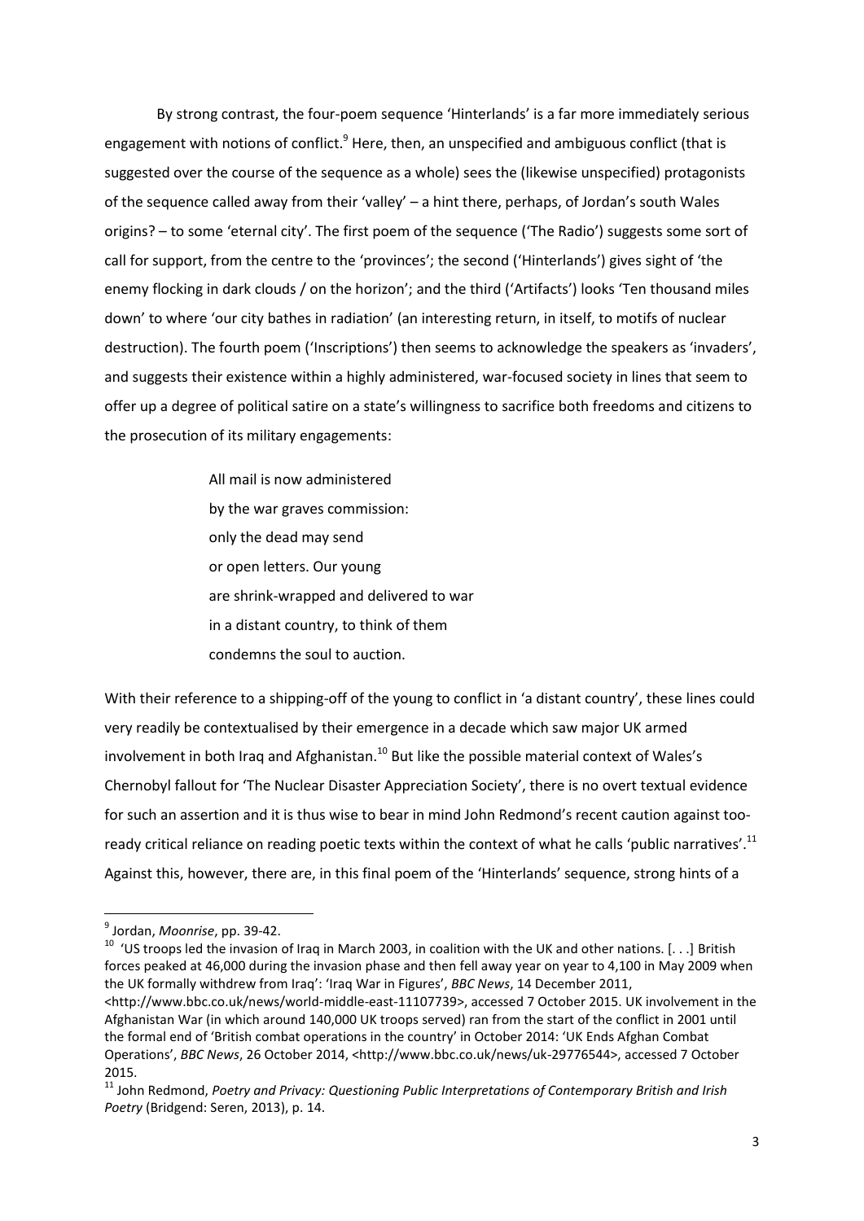By strong contrast, the four-poem sequence 'Hinterlands' is a far more immediately serious engagement with notions of conflict.[9] Here, then, an unspecified and ambiguous conflict (that is suggested over the course of the sequence as a whole) sees the (likewise unspecified) protagonists of the sequence called away from their 'valley' – a hint there, perhaps, of Jordan's south Wales origins? – to some 'eternal city'. The first poem of the sequence ('The Radio') suggests some sort of call for support, from the centre to the 'provinces'; the second ('Hinterlands') gives sight of 'the enemy flocking in dark clouds / on the horizon'; and the third ('Artifacts') looks 'Ten thousand miles down' to where 'our city bathes in radiation' (an interesting return, in itself, to motifs of nuclear destruction). The fourth poem ('Inscriptions') then seems to acknowledge the speakers as 'invaders', and suggests their existence within a highly administered, war-focused society in lines that seem to offer up a degree of political satire on a state's willingness to sacrifice both freedoms and citizens to the prosecution of its military engagements:

> All mail is now administered
> by the war graves commission:
> only the dead may send
> or open letters. Our young
> are shrink-wrapped and delivered to war
> in a distant country, to think of them
> condemns the soul to auction.

With their reference to a shipping-off of the young to conflict in 'a distant country', these lines could very readily be contextualised by their emergence in a decade which saw major UK armed involvement in both Iraq and Afghanistan.[10] But like the possible material context of Wales's Chernobyl fallout for 'The Nuclear Disaster Appreciation Society', there is no overt textual evidence for such an assertion and it is thus wise to bear in mind John Redmond's recent caution against too-ready critical reliance on reading poetic texts within the context of what he calls 'public narratives'.[11] Against this, however, there are, in this final poem of the 'Hinterlands' sequence, strong hints of a

---

[9] Jordan, *Moonrise*, pp. 39-42.

[10] 'US troops led the invasion of Iraq in March 2003, in coalition with the UK and other nations. [. . .] British forces peaked at 46,000 during the invasion phase and then fell away year on year to 4,100 in May 2009 when the UK formally withdrew from Iraq': 'Iraq War in Figures', *BBC News*, 14 December 2011, <http://www.bbc.co.uk/news/world-middle-east-11107739>, accessed 7 October 2015. UK involvement in the Afghanistan War (in which around 140,000 UK troops served) ran from the start of the conflict in 2001 until the formal end of 'British combat operations in the country' in October 2014: 'UK Ends Afghan Combat Operations', *BBC News*, 26 October 2014, <http://www.bbc.co.uk/news/uk-29776544>, accessed 7 October 2015.

[11] John Redmond, *Poetry and Privacy: Questioning Public Interpretations of Contemporary British and Irish Poetry* (Bridgend: Seren, 2013), p. 14.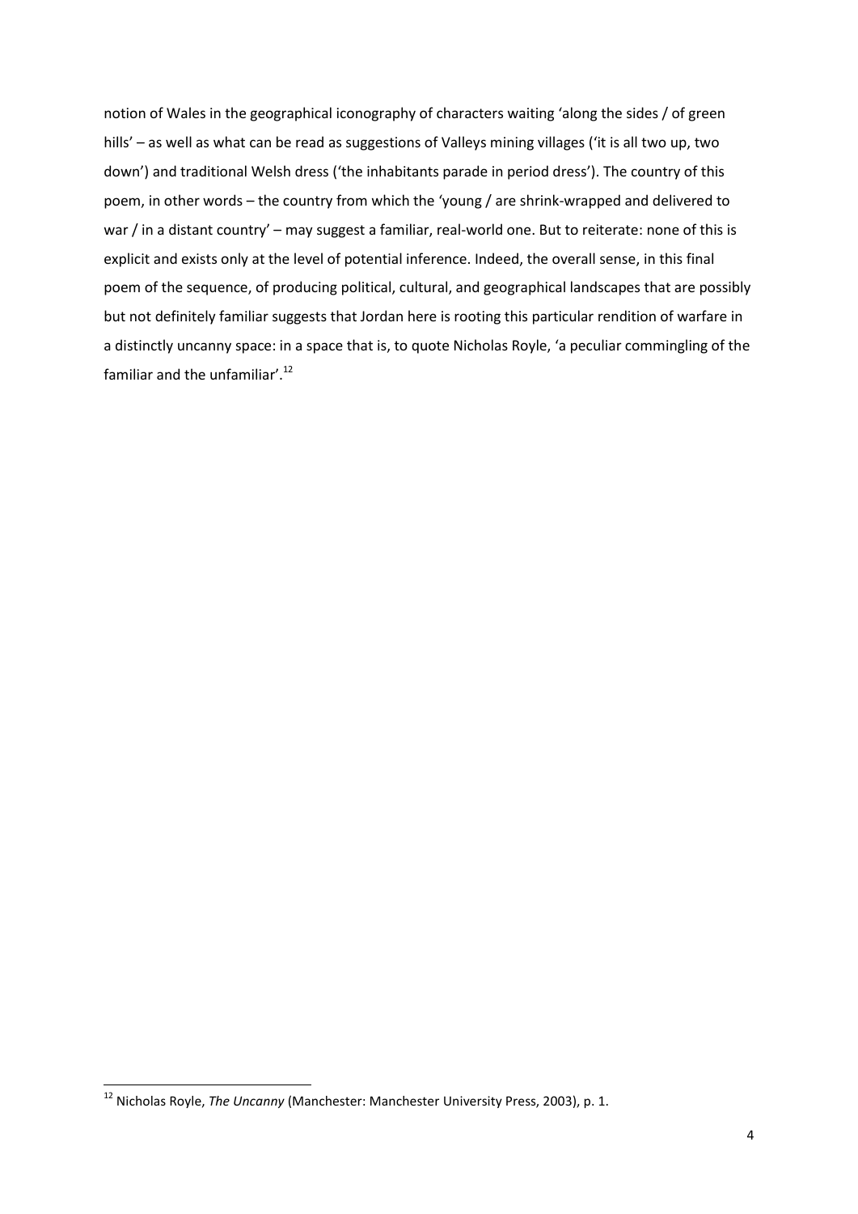notion of Wales in the geographical iconography of characters waiting 'along the sides / of green hills' – as well as what can be read as suggestions of Valleys mining villages ('it is all two up, two down') and traditional Welsh dress ('the inhabitants parade in period dress'). The country of this poem, in other words – the country from which the 'young / are shrink-wrapped and delivered to war / in a distant country' – may suggest a familiar, real-world one. But to reiterate: none of this is explicit and exists only at the level of potential inference. Indeed, the overall sense, in this final poem of the sequence, of producing political, cultural, and geographical landscapes that are possibly but not definitely familiar suggests that Jordan here is rooting this particular rendition of warfare in a distinctly uncanny space: in a space that is, to quote Nicholas Royle, 'a peculiar commingling of the familiar and the unfamiliar'.[12]

---

[12] Nicholas Royle, *The Uncanny* (Manchester: Manchester University Press, 2003), p. 1.